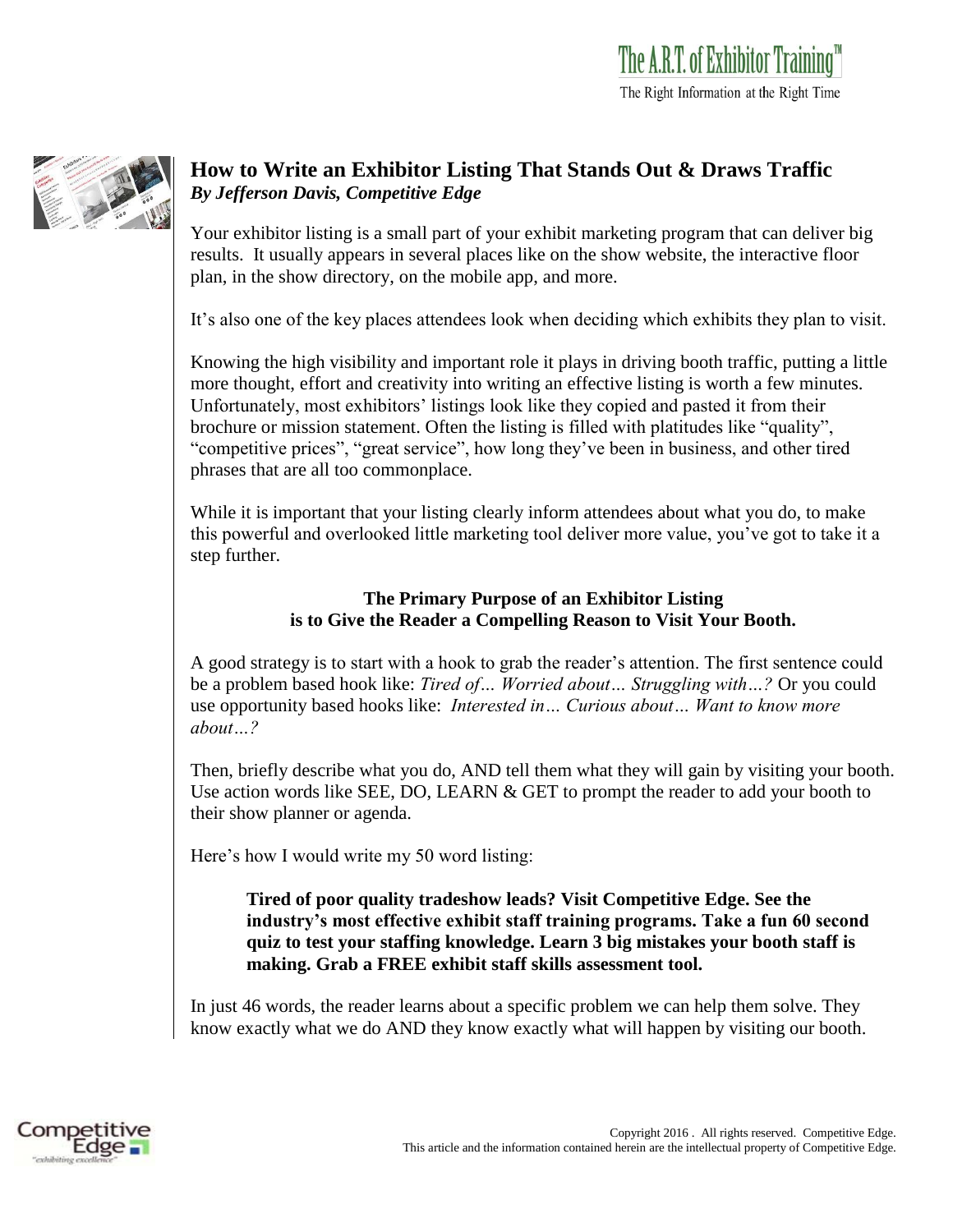# How to Write an Exhibitor Listing That Stands Out & Draws Traffic

***By Jefferson Davis, Competitive Edge***

Your exhibitor listing is a small part of your exhibit marketing program that can deliver big results. It usually appears in several places like on the show website, the interactive floor plan, in the show directory, on the mobile app, and more.

It's also one of the key places attendees look when deciding which exhibits they plan to visit.

Knowing the high visibility and important role it plays in driving booth traffic, putting a little more thought, effort and creativity into writing an effective listing is worth a few minutes. Unfortunately, most exhibitors' listings look like they copied and pasted it from their brochure or mission statement. Often the listing is filled with platitudes like "quality", "competitive prices", "great service", how long they've been in business, and other tired phrases that are all too commonplace.

While it is important that your listing clearly inform attendees about what you do, to make this powerful and overlooked little marketing tool deliver more value, you've got to take it a step further.

**The Primary Purpose of an Exhibitor Listing is to Give the Reader a Compelling Reason to Visit Your Booth.**

A good strategy is to start with a hook to grab the reader's attention. The first sentence could be a problem based hook like: *Tired of… Worried about… Struggling with…?* Or you could use opportunity based hooks like: *Interested in… Curious about… Want to know more about…?*

Then, briefly describe what you do, AND tell them what they will gain by visiting your booth. Use action words like SEE, DO, LEARN & GET to prompt the reader to add your booth to their show planner or agenda.

Here's how I would write my 50 word listing:

> **Tired of poor quality tradeshow leads? Visit Competitive Edge. See the industry's most effective exhibit staff training programs. Take a fun 60 second quiz to test your staffing knowledge. Learn 3 big mistakes your booth staff is making. Grab a FREE exhibit staff skills assessment tool.**

In just 46 words, the reader learns about a specific problem we can help them solve. They know exactly what we do AND they know exactly what will happen by visiting our booth.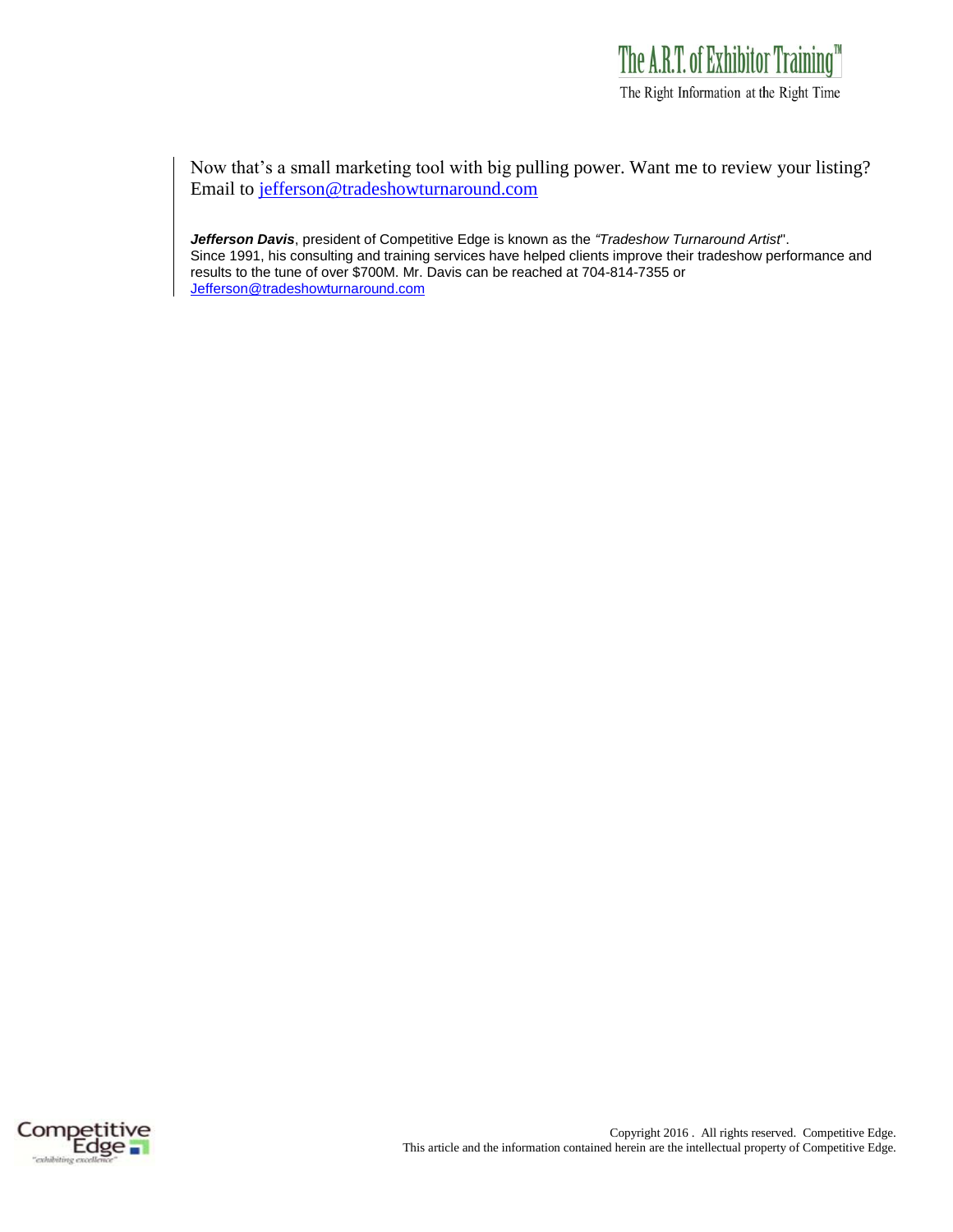Now that's a small marketing tool with big pulling power. Want me to review your listing? Email to jefferson@tradeshowturnaround.com

***Jefferson Davis***, president of Competitive Edge is known as the *"Tradeshow Turnaround Artist*". Since 1991, his consulting and training services have helped clients improve their tradeshow performance and results to the tune of over $700M. Mr. Davis can be reached at 704-814-7355 or Jefferson@tradeshowturnaround.com